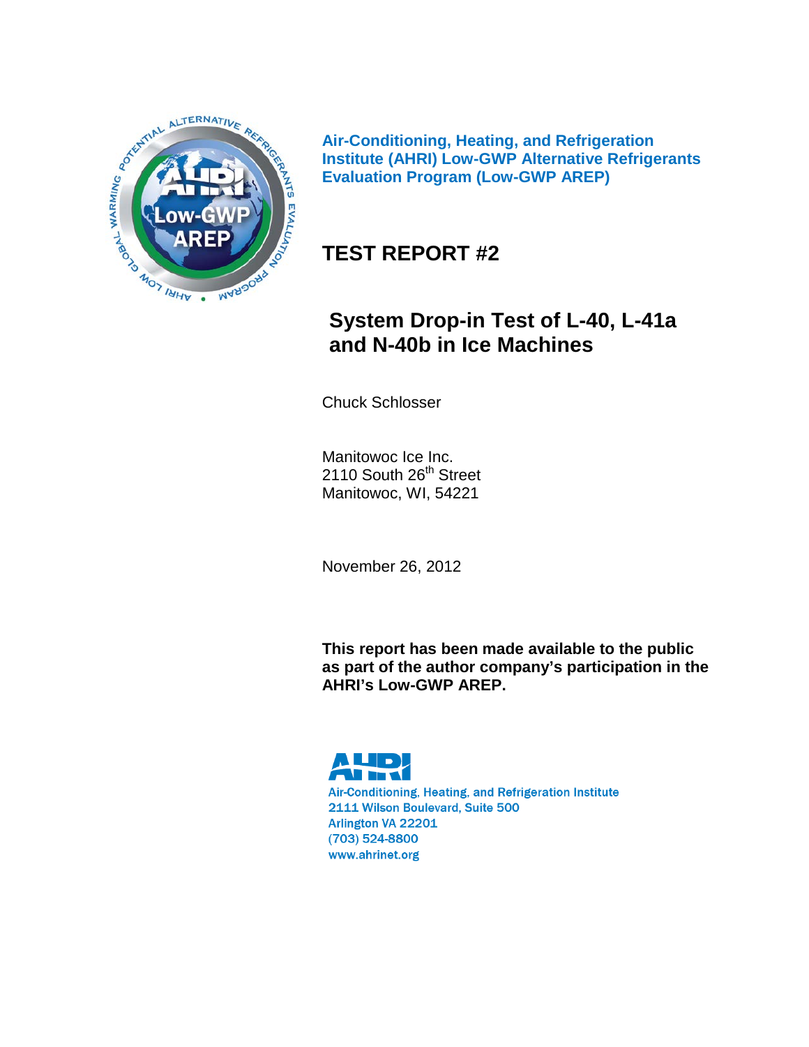**Air-Conditioning, Heating, and Refrigeration Institute (AHRI) Low-GWP Alternative Refrigerants Evaluation Program (Low-GWP AREP)**

# TEST REPORT #2

## System Drop-in Test of L-40, L-41a and N-40b in Ice Machines

Chuck Schlosser

Manitowoc Ice Inc.
2110 South 26th Street
Manitowoc, WI, 54221

November 26, 2012

**This report has been made available to the public as part of the author company's participation in the AHRI's Low-GWP AREP.**

AHRI
Air-Conditioning, Heating, and Refrigeration Institute
2111 Wilson Boulevard, Suite 500
Arlington VA 22201
(703) 524-8800
www.ahrinet.org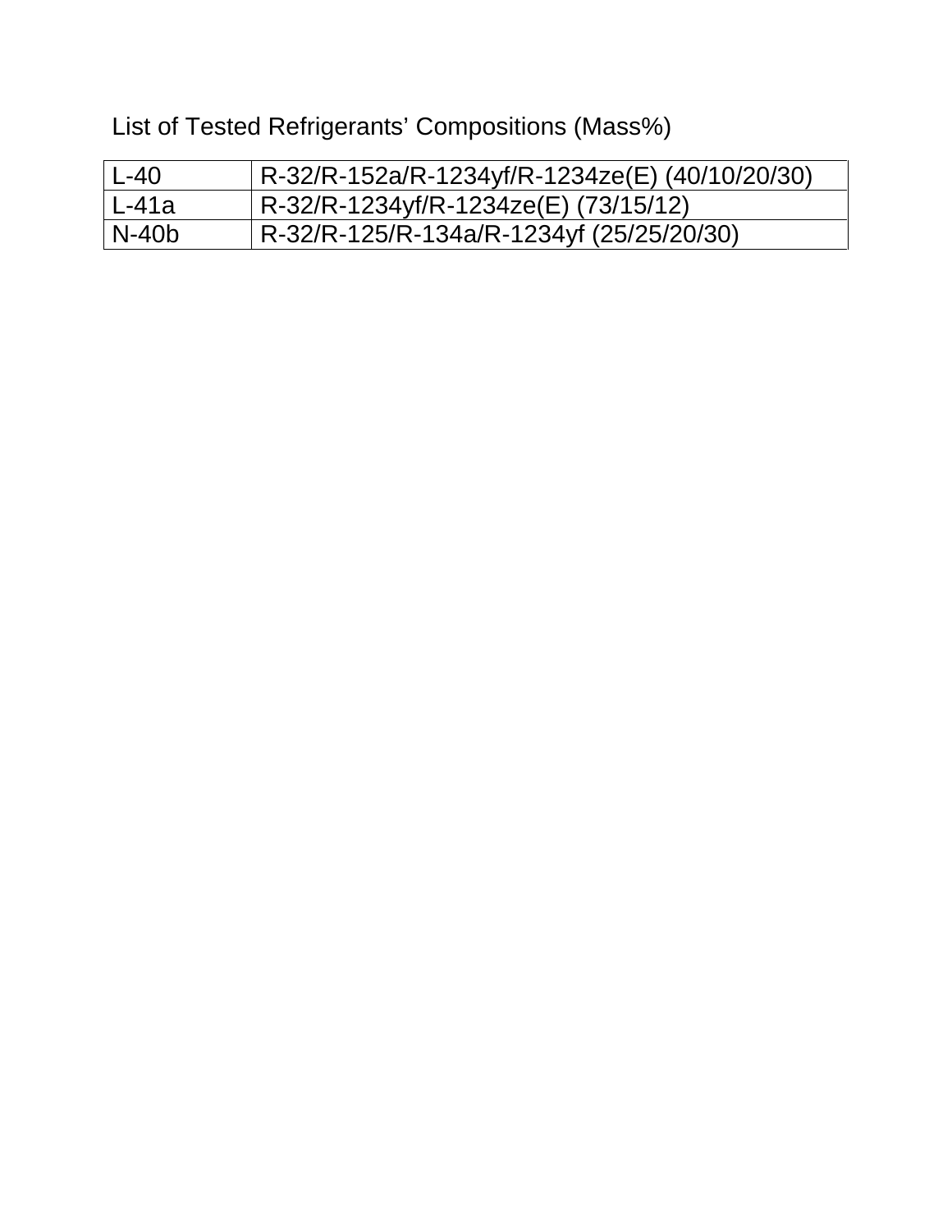List of Tested Refrigerants' Compositions (Mass%)

| | |
|---|---|
| L-40 | R-32/R-152a/R-1234yf/R-1234ze(E) (40/10/20/30) |
| L-41a | R-32/R-1234yf/R-1234ze(E) (73/15/12) |
| N-40b | R-32/R-125/R-134a/R-1234yf (25/25/20/30) |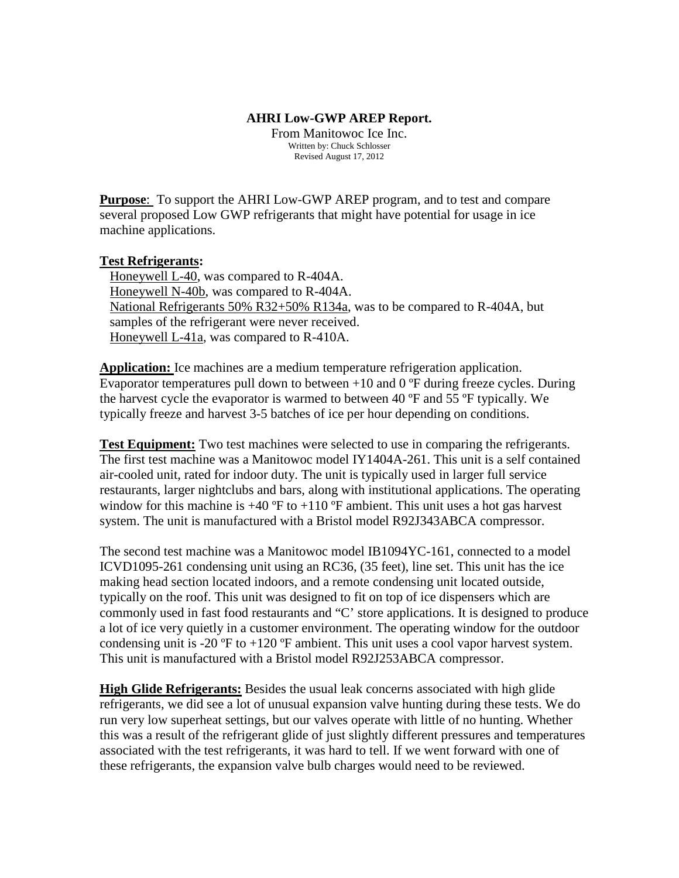**AHRI Low-GWP AREP Report.**

From Manitowoc Ice Inc.
Written by: Chuck Schlosser
Revised August 17, 2012

**Purpose**: To support the AHRI Low-GWP AREP program, and to test and compare several proposed Low GWP refrigerants that might have potential for usage in ice machine applications.

**Test Refrigerants:**

Honeywell L-40, was compared to R-404A.
Honeywell N-40b, was compared to R-404A.
National Refrigerants 50% R32+50% R134a, was to be compared to R-404A, but samples of the refrigerant were never received.
Honeywell L-41a, was compared to R-410A.

**Application:** Ice machines are a medium temperature refrigeration application. Evaporator temperatures pull down to between +10 and 0 ºF during freeze cycles. During the harvest cycle the evaporator is warmed to between 40 ºF and 55 ºF typically. We typically freeze and harvest 3-5 batches of ice per hour depending on conditions.

**Test Equipment:** Two test machines were selected to use in comparing the refrigerants. The first test machine was a Manitowoc model IY1404A-261. This unit is a self contained air-cooled unit, rated for indoor duty. The unit is typically used in larger full service restaurants, larger nightclubs and bars, along with institutional applications. The operating window for this machine is +40 ºF to +110 ºF ambient. This unit uses a hot gas harvest system. The unit is manufactured with a Bristol model R92J343ABCA compressor.

The second test machine was a Manitowoc model IB1094YC-161, connected to a model ICVD1095-261 condensing unit using an RC36, (35 feet), line set. This unit has the ice making head section located indoors, and a remote condensing unit located outside, typically on the roof. This unit was designed to fit on top of ice dispensers which are commonly used in fast food restaurants and "C' store applications. It is designed to produce a lot of ice very quietly in a customer environment. The operating window for the outdoor condensing unit is -20 ºF to +120 ºF ambient. This unit uses a cool vapor harvest system. This unit is manufactured with a Bristol model R92J253ABCA compressor.

**High Glide Refrigerants:** Besides the usual leak concerns associated with high glide refrigerants, we did see a lot of unusual expansion valve hunting during these tests. We do run very low superheat settings, but our valves operate with little of no hunting. Whether this was a result of the refrigerant glide of just slightly different pressures and temperatures associated with the test refrigerants, it was hard to tell. If we went forward with one of these refrigerants, the expansion valve bulb charges would need to be reviewed.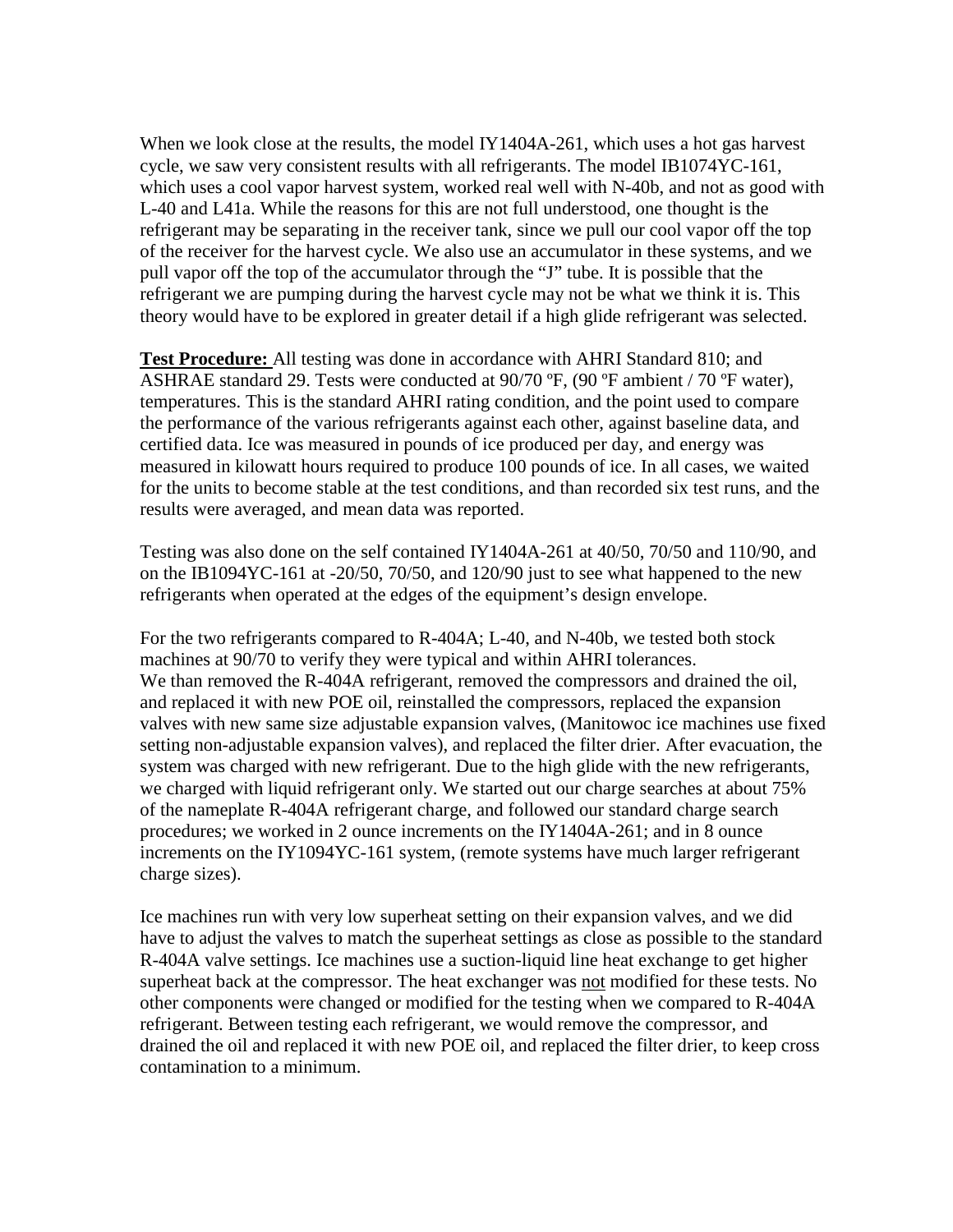When we look close at the results, the model IY1404A-261, which uses a hot gas harvest cycle, we saw very consistent results with all refrigerants. The model IB1074YC-161, which uses a cool vapor harvest system, worked real well with N-40b, and not as good with L-40 and L41a. While the reasons for this are not full understood, one thought is the refrigerant may be separating in the receiver tank, since we pull our cool vapor off the top of the receiver for the harvest cycle. We also use an accumulator in these systems, and we pull vapor off the top of the accumulator through the "J" tube. It is possible that the refrigerant we are pumping during the harvest cycle may not be what we think it is. This theory would have to be explored in greater detail if a high glide refrigerant was selected.

**Test Procedure:** All testing was done in accordance with AHRI Standard 810; and ASHRAE standard 29. Tests were conducted at 90/70 ºF, (90 ºF ambient / 70 ºF water), temperatures. This is the standard AHRI rating condition, and the point used to compare the performance of the various refrigerants against each other, against baseline data, and certified data. Ice was measured in pounds of ice produced per day, and energy was measured in kilowatt hours required to produce 100 pounds of ice. In all cases, we waited for the units to become stable at the test conditions, and than recorded six test runs, and the results were averaged, and mean data was reported.

Testing was also done on the self contained IY1404A-261 at 40/50, 70/50 and 110/90, and on the IB1094YC-161 at -20/50, 70/50, and 120/90 just to see what happened to the new refrigerants when operated at the edges of the equipment's design envelope.

For the two refrigerants compared to R-404A; L-40, and N-40b, we tested both stock machines at 90/70 to verify they were typical and within AHRI tolerances.
We than removed the R-404A refrigerant, removed the compressors and drained the oil, and replaced it with new POE oil, reinstalled the compressors, replaced the expansion valves with new same size adjustable expansion valves, (Manitowoc ice machines use fixed setting non-adjustable expansion valves), and replaced the filter drier. After evacuation, the system was charged with new refrigerant. Due to the high glide with the new refrigerants, we charged with liquid refrigerant only. We started out our charge searches at about 75% of the nameplate R-404A refrigerant charge, and followed our standard charge search procedures; we worked in 2 ounce increments on the IY1404A-261; and in 8 ounce increments on the IY1094YC-161 system, (remote systems have much larger refrigerant charge sizes).

Ice machines run with very low superheat setting on their expansion valves, and we did have to adjust the valves to match the superheat settings as close as possible to the standard R-404A valve settings. Ice machines use a suction-liquid line heat exchange to get higher superheat back at the compressor. The heat exchanger was not modified for these tests. No other components were changed or modified for the testing when we compared to R-404A refrigerant. Between testing each refrigerant, we would remove the compressor, and drained the oil and replaced it with new POE oil, and replaced the filter drier, to keep cross contamination to a minimum.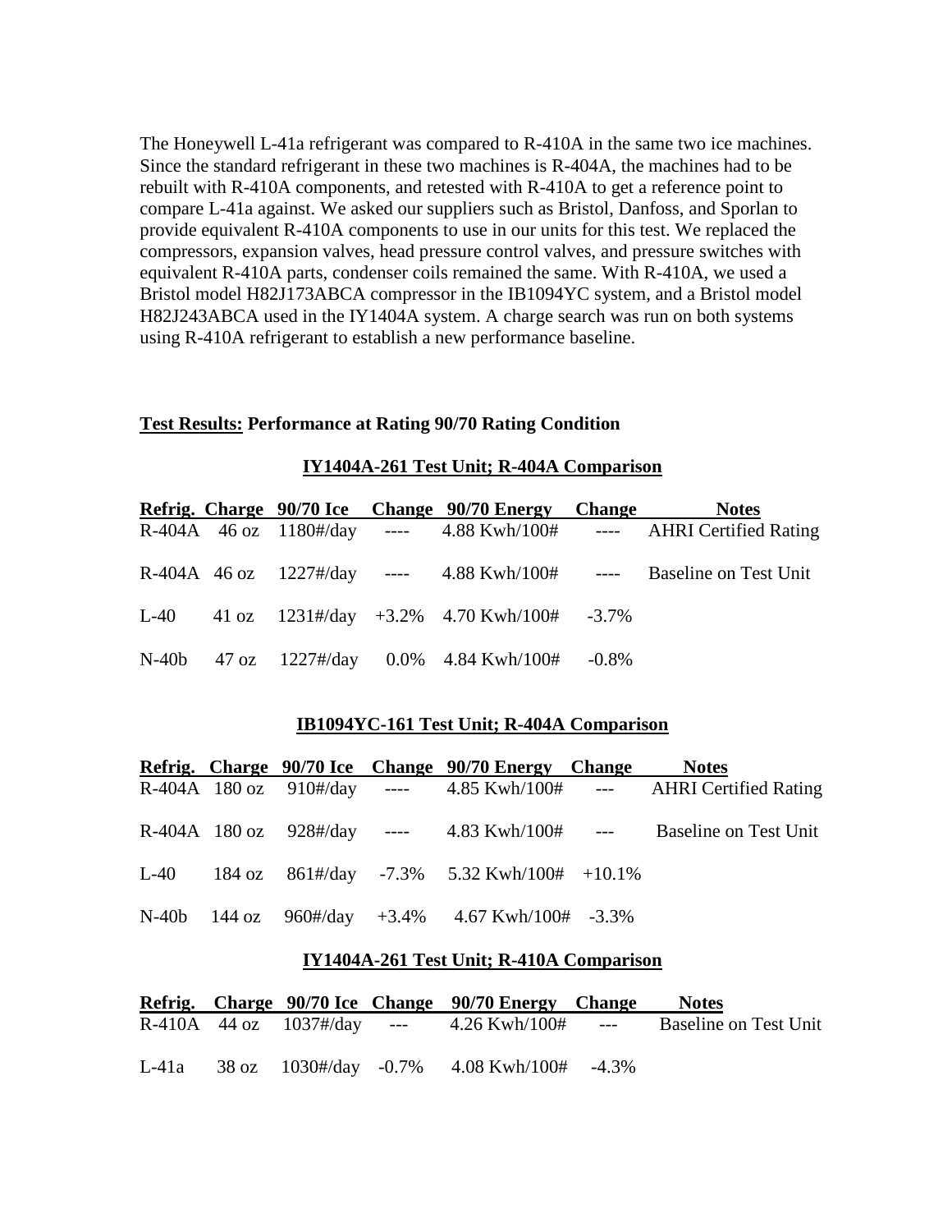The Honeywell L-41a refrigerant was compared to R-410A in the same two ice machines. Since the standard refrigerant in these two machines is R-404A, the machines had to be rebuilt with R-410A components, and retested with R-410A to get a reference point to compare L-41a against. We asked our suppliers such as Bristol, Danfoss, and Sporlan to provide equivalent R-410A components to use in our units for this test. We replaced the compressors, expansion valves, head pressure control valves, and pressure switches with equivalent R-410A parts, condenser coils remained the same. With R-410A, we used a Bristol model H82J173ABCA compressor in the IB1094YC system, and a Bristol model H82J243ABCA used in the IY1404A system. A charge search was run on both systems using R-410A refrigerant to establish a new performance baseline.

**Test Results: Performance at Rating 90/70 Rating Condition**

**IY1404A-261 Test Unit; R-404A Comparison**

| Refrig. | Charge | 90/70 Ice | Change | 90/70 Energy | Change | Notes |
|---|---|---|---|---|---|---|
| R-404A | 46 oz | 1180#/day | ---- | 4.88 Kwh/100# | ---- | AHRI Certified Rating |
| R-404A | 46 oz | 1227#/day | ---- | 4.88 Kwh/100# | ---- | Baseline on Test Unit |
| L-40 | 41 oz | 1231#/day | +3.2% | 4.70 Kwh/100# | -3.7% | |
| N-40b | 47 oz | 1227#/day | 0.0% | 4.84 Kwh/100# | -0.8% | |

**IB1094YC-161 Test Unit; R-404A Comparison**

| Refrig. | Charge | 90/70 Ice | Change | 90/70 Energy | Change | Notes |
|---|---|---|---|---|---|---|
| R-404A | 180 oz | 910#/day | ---- | 4.85 Kwh/100# | --- | AHRI Certified Rating |
| R-404A | 180 oz | 928#/day | ---- | 4.83 Kwh/100# | --- | Baseline on Test Unit |
| L-40 | 184 oz | 861#/day | -7.3% | 5.32 Kwh/100# | +10.1% | |
| N-40b | 144 oz | 960#/day | +3.4% | 4.67 Kwh/100# | -3.3% | |

**IY1404A-261 Test Unit; R-410A Comparison**

| Refrig. | Charge | 90/70 Ice | Change | 90/70 Energy | Change | Notes |
|---|---|---|---|---|---|---|
| R-410A | 44 oz | 1037#/day | --- | 4.26 Kwh/100# | --- | Baseline on Test Unit |
| L-41a | 38 oz | 1030#/day | -0.7% | 4.08 Kwh/100# | -4.3% | |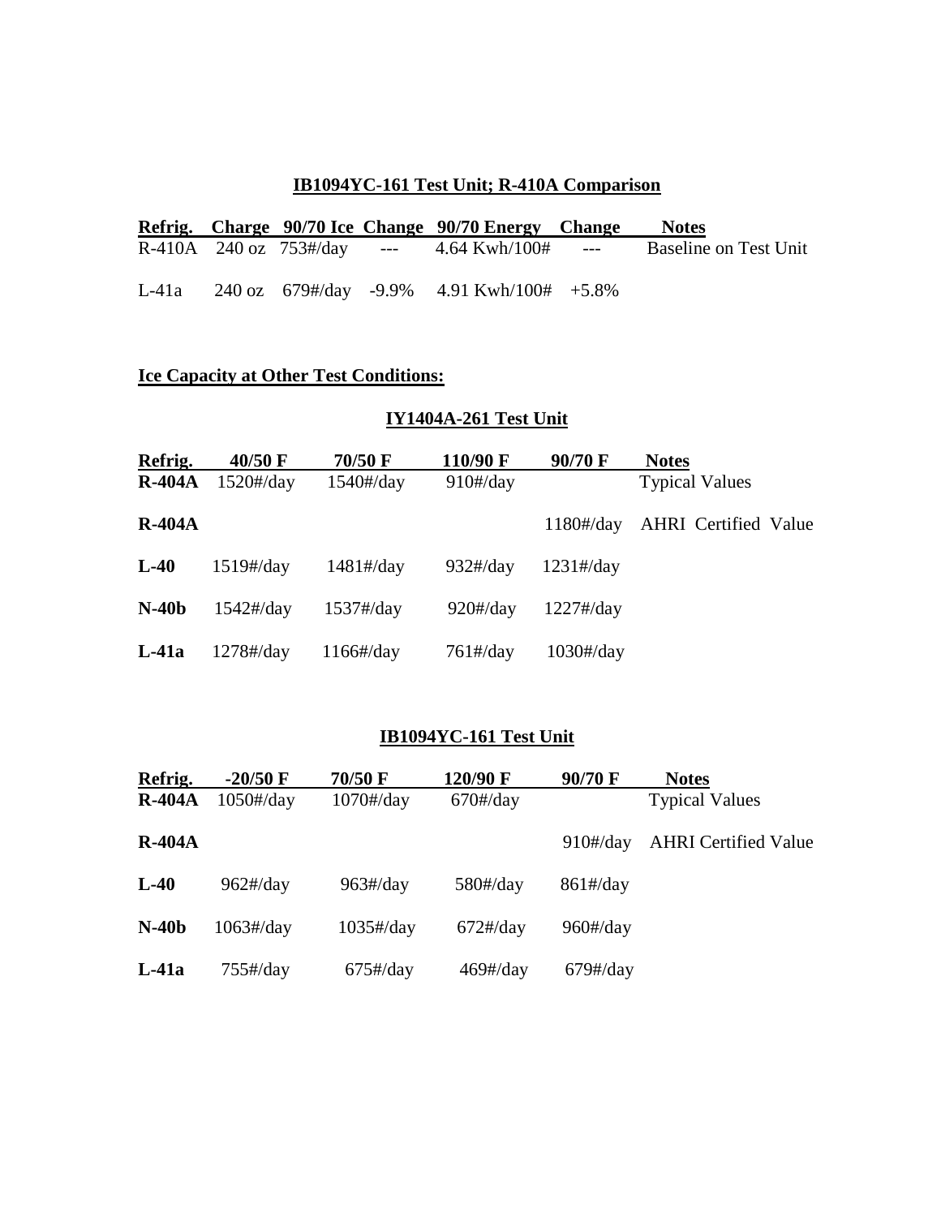## IB1094YC-161 Test Unit; R-410A Comparison

| Refrig. | Charge | 90/70 Ice | Change | 90/70 Energy | Change | Notes |
|---|---|---|---|---|---|---|
| R-410A | 240 oz | 753#/day | --- | 4.64 Kwh/100# | --- | Baseline on Test Unit |
| L-41a | 240 oz | 679#/day | -9.9% | 4.91 Kwh/100# | +5.8% | |

**Ice Capacity at Other Test Conditions:**

### IY1404A-261 Test Unit

| Refrig. | 40/50 F | 70/50 F | 110/90 F | 90/70 F | Notes |
|---|---|---|---|---|---|
| **R-404A** | 1520#/day | 1540#/day | 910#/day | | Typical Values |
| **R-404A** | | | | 1180#/day | AHRI Certified Value |
| **L-40** | 1519#/day | 1481#/day | 932#/day | 1231#/day | |
| **N-40b** | 1542#/day | 1537#/day | 920#/day | 1227#/day | |
| **L-41a** | 1278#/day | 1166#/day | 761#/day | 1030#/day | |

### IB1094YC-161 Test Unit

| Refrig. | -20/50 F | 70/50 F | 120/90 F | 90/70 F | Notes |
|---|---|---|---|---|---|
| **R-404A** | 1050#/day | 1070#/day | 670#/day | | Typical Values |
| **R-404A** | | | | 910#/day | AHRI Certified Value |
| **L-40** | 962#/day | 963#/day | 580#/day | 861#/day | |
| **N-40b** | 1063#/day | 1035#/day | 672#/day | 960#/day | |
| **L-41a** | 755#/day | 675#/day | 469#/day | 679#/day | |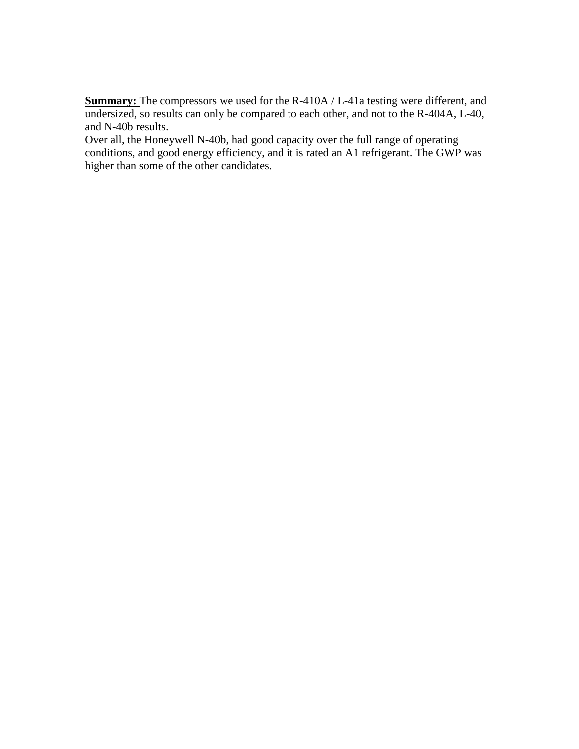**Summary:** The compressors we used for the R-410A / L-41a testing were different, and undersized, so results can only be compared to each other, and not to the R-404A, L-40, and N-40b results.

Over all, the Honeywell N-40b, had good capacity over the full range of operating conditions, and good energy efficiency, and it is rated an A1 refrigerant. The GWP was higher than some of the other candidates.